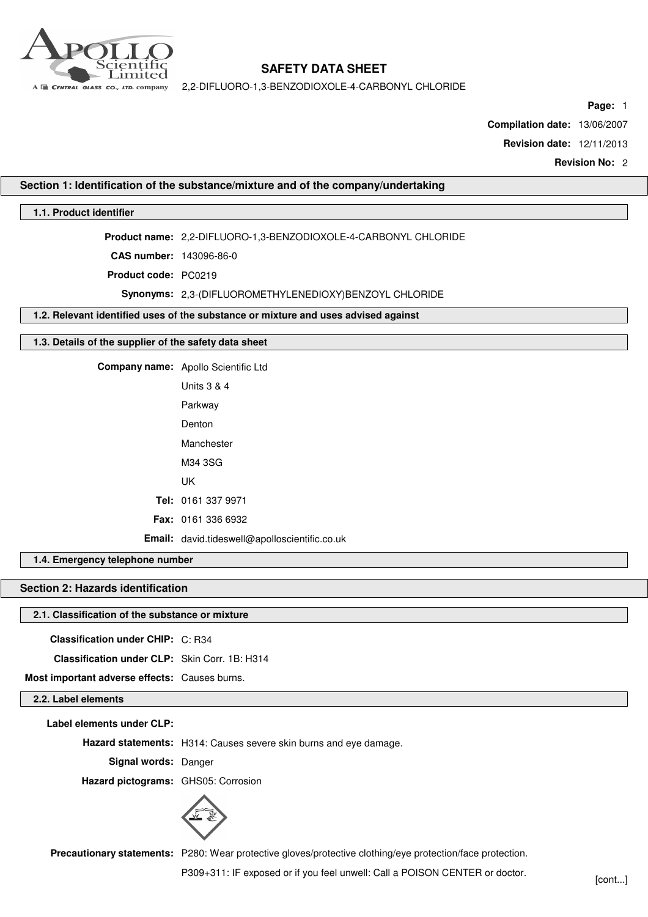# SAFETY DATA SHEET

2,2-DIFLUORO-1,3-BENZODIOXOLE-4-CARBONYL CHLORIDE

**Compilation date:** 13/06/2007

**Revision date:** 12/11/2013

**Revision No:** 2

## Section 1: Identification of the substance/mixture and of the company/undertaking

### 1.1. Product identifier

**Product name:** 2,2-DIFLUORO-1,3-BENZODIOXOLE-4-CARBONYL CHLORIDE

**CAS number:** 143096-86-0

**Product code:** PC0219

**Synonyms:** 2,3-(DIFLUOROMETHYLENEDIOXY)BENZOYL CHLORIDE

### 1.2. Relevant identified uses of the substance or mixture and uses advised against

### 1.3. Details of the supplier of the safety data sheet

**Company name:** Apollo Scientific Ltd

Units 3 & 4

Parkway

Denton

Manchester

M34 3SG

UK

**Tel:** 0161 337 9971

**Fax:** 0161 336 6932

**Email:** david.tideswell@apolloscientific.co.uk

### 1.4. Emergency telephone number

## Section 2: Hazards identification

### 2.1. Classification of the substance or mixture

**Classification under CHIP:** C: R34

**Classification under CLP:** Skin Corr. 1B: H314

**Most important adverse effects:** Causes burns.

### 2.2. Label elements

**Label elements under CLP:**

**Hazard statements:** H314: Causes severe skin burns and eye damage.

**Signal words:** Danger

**Hazard pictograms:** GHS05: Corrosion

**Precautionary statements:** P280: Wear protective gloves/protective clothing/eye protection/face protection.

P309+311: IF exposed or if you feel unwell: Call a POISON CENTER or doctor.

[cont...]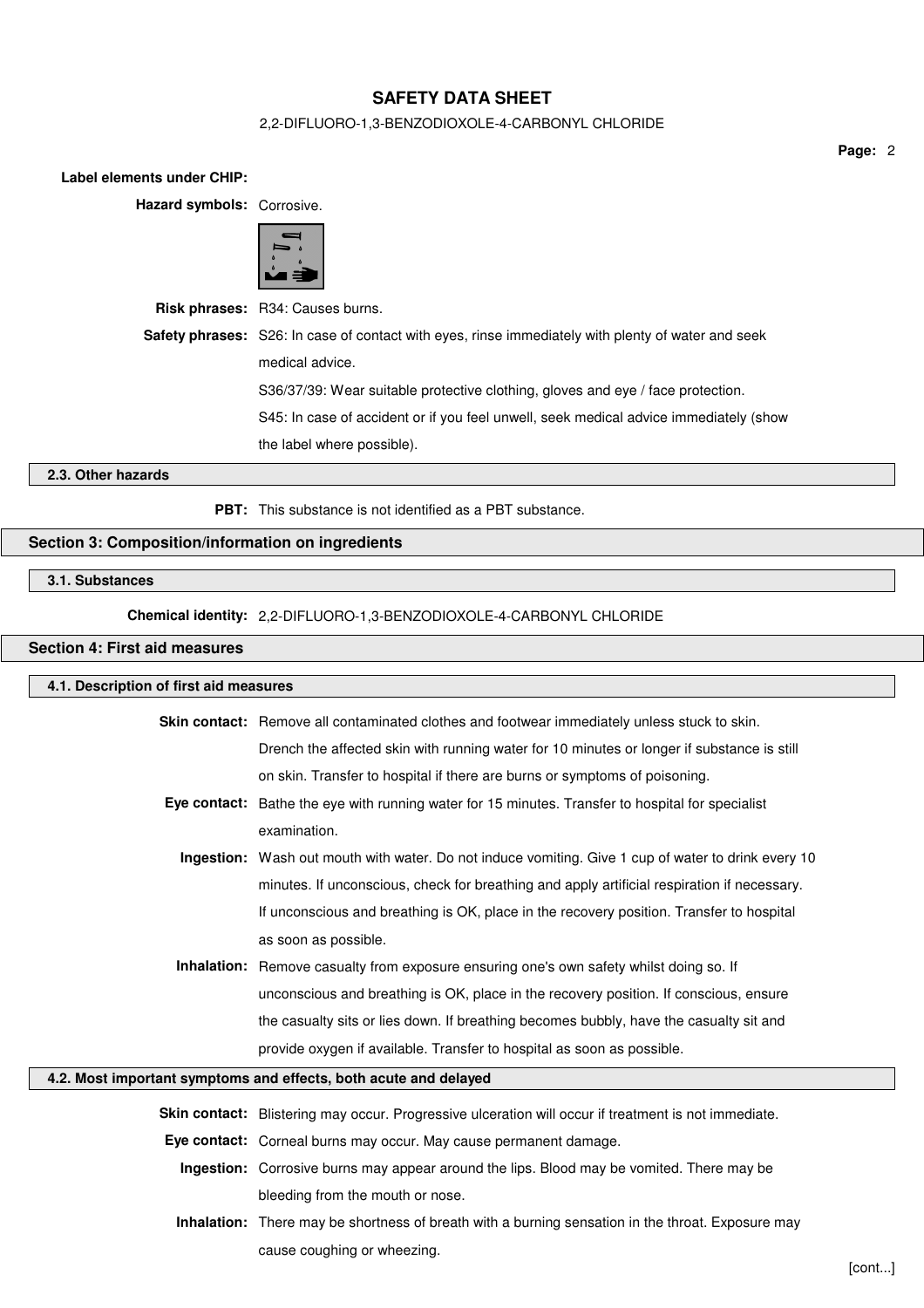**Label elements under CHIP:**

**Hazard symbols:** Corrosive.

**Risk phrases:** R34: Causes burns.

**Safety phrases:** S26: In case of contact with eyes, rinse immediately with plenty of water and seek medical advice.

S36/37/39: Wear suitable protective clothing, gloves and eye / face protection.

S45: In case of accident or if you feel unwell, seek medical advice immediately (show the label where possible).

### 2.3. Other hazards

**PBT:** This substance is not identified as a PBT substance.

## Section 3: Composition/information on ingredients

### 3.1. Substances

**Chemical identity:** 2,2-DIFLUORO-1,3-BENZODIOXOLE-4-CARBONYL CHLORIDE

## Section 4: First aid measures

### 4.1. Description of first aid measures

**Skin contact:** Remove all contaminated clothes and footwear immediately unless stuck to skin. Drench the affected skin with running water for 10 minutes or longer if substance is still on skin. Transfer to hospital if there are burns or symptoms of poisoning.

**Eye contact:** Bathe the eye with running water for 15 minutes. Transfer to hospital for specialist examination.

**Ingestion:** Wash out mouth with water. Do not induce vomiting. Give 1 cup of water to drink every 10 minutes. If unconscious, check for breathing and apply artificial respiration if necessary. If unconscious and breathing is OK, place in the recovery position. Transfer to hospital as soon as possible.

**Inhalation:** Remove casualty from exposure ensuring one's own safety whilst doing so. If unconscious and breathing is OK, place in the recovery position. If conscious, ensure the casualty sits or lies down. If breathing becomes bubbly, have the casualty sit and provide oxygen if available. Transfer to hospital as soon as possible.

### 4.2. Most important symptoms and effects, both acute and delayed

**Skin contact:** Blistering may occur. Progressive ulceration will occur if treatment is not immediate.

**Eye contact:** Corneal burns may occur. May cause permanent damage.

**Ingestion:** Corrosive burns may appear around the lips. Blood may be vomited. There may be bleeding from the mouth or nose.

**Inhalation:** There may be shortness of breath with a burning sensation in the throat. Exposure may cause coughing or wheezing.

[cont...]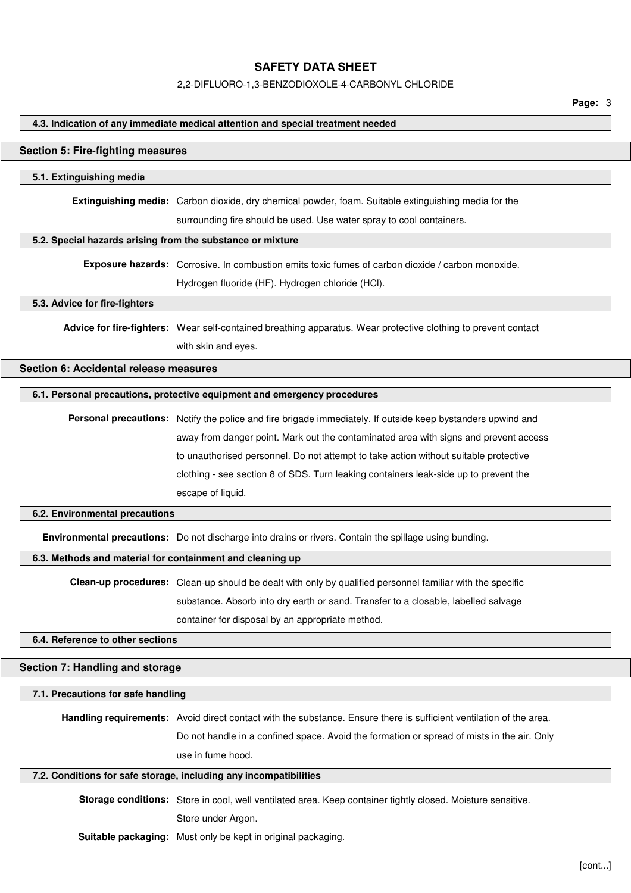### 4.3. Indication of any immediate medical attention and special treatment needed

## Section 5: Fire-fighting measures

### 5.1. Extinguishing media

**Extinguishing media:** Carbon dioxide, dry chemical powder, foam. Suitable extinguishing media for the surrounding fire should be used. Use water spray to cool containers.

### 5.2. Special hazards arising from the substance or mixture

**Exposure hazards:** Corrosive. In combustion emits toxic fumes of carbon dioxide / carbon monoxide. Hydrogen fluoride (HF). Hydrogen chloride (HCl).

### 5.3. Advice for fire-fighters

**Advice for fire-fighters:** Wear self-contained breathing apparatus. Wear protective clothing to prevent contact with skin and eyes.

## Section 6: Accidental release measures

### 6.1. Personal precautions, protective equipment and emergency procedures

**Personal precautions:** Notify the police and fire brigade immediately. If outside keep bystanders upwind and away from danger point. Mark out the contaminated area with signs and prevent access to unauthorised personnel. Do not attempt to take action without suitable protective clothing - see section 8 of SDS. Turn leaking containers leak-side up to prevent the escape of liquid.

### 6.2. Environmental precautions

**Environmental precautions:** Do not discharge into drains or rivers. Contain the spillage using bunding.

### 6.3. Methods and material for containment and cleaning up

**Clean-up procedures:** Clean-up should be dealt with only by qualified personnel familiar with the specific substance. Absorb into dry earth or sand. Transfer to a closable, labelled salvage container for disposal by an appropriate method.

### 6.4. Reference to other sections

## Section 7: Handling and storage

### 7.1. Precautions for safe handling

**Handling requirements:** Avoid direct contact with the substance. Ensure there is sufficient ventilation of the area. Do not handle in a confined space. Avoid the formation or spread of mists in the air. Only use in fume hood.

### 7.2. Conditions for safe storage, including any incompatibilities

**Storage conditions:** Store in cool, well ventilated area. Keep container tightly closed. Moisture sensitive. Store under Argon.

**Suitable packaging:** Must only be kept in original packaging.

[cont...]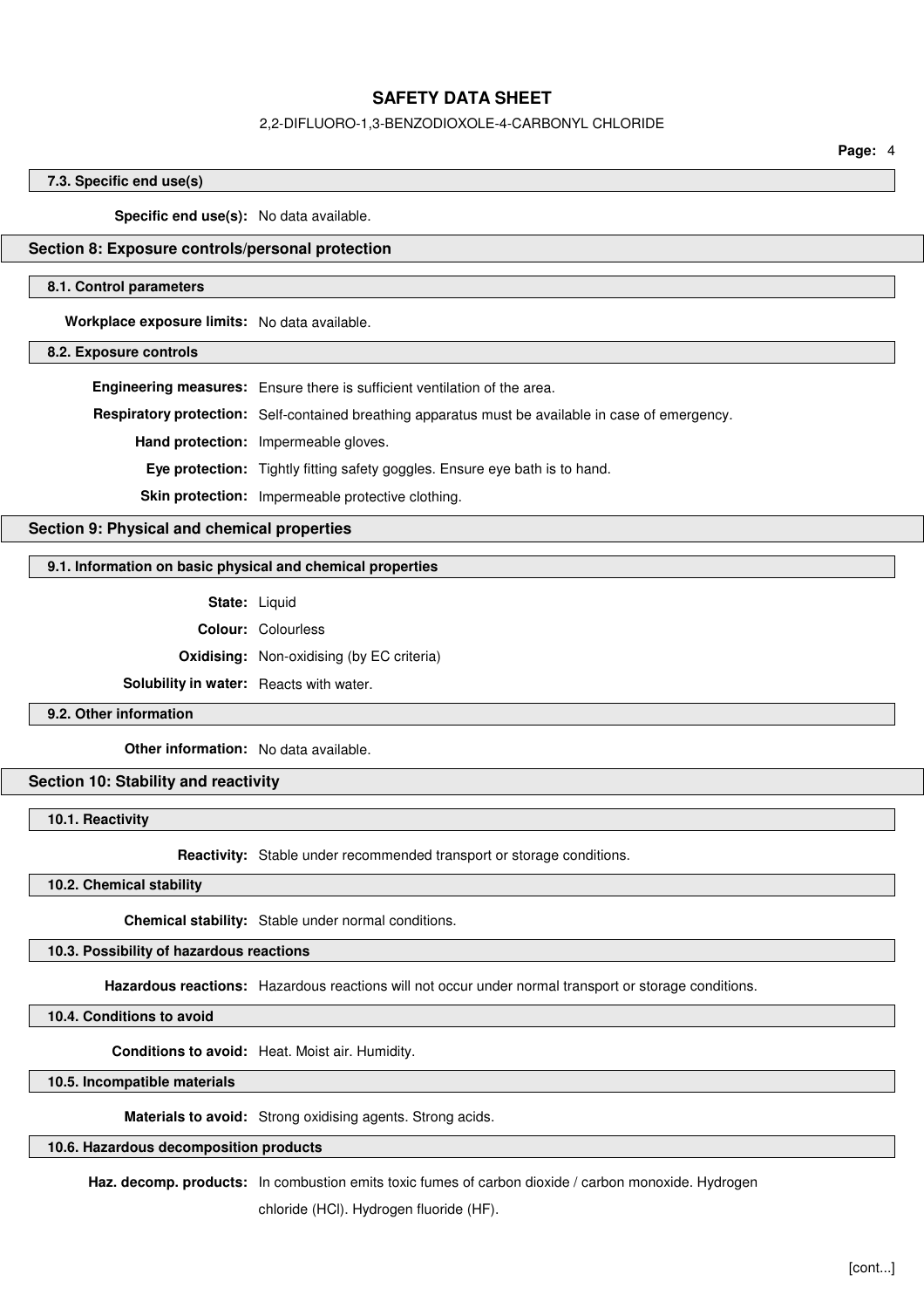### 7.3. Specific end use(s)

**Specific end use(s):** No data available.

## Section 8: Exposure controls/personal protection

### 8.1. Control parameters

**Workplace exposure limits:** No data available.

### 8.2. Exposure controls

**Engineering measures:** Ensure there is sufficient ventilation of the area.

**Respiratory protection:** Self-contained breathing apparatus must be available in case of emergency.

**Hand protection:** Impermeable gloves.

**Eye protection:** Tightly fitting safety goggles. Ensure eye bath is to hand.

**Skin protection:** Impermeable protective clothing.

## Section 9: Physical and chemical properties

### 9.1. Information on basic physical and chemical properties

**State:** Liquid

**Colour:** Colourless

**Oxidising:** Non-oxidising (by EC criteria)

**Solubility in water:** Reacts with water.

### 9.2. Other information

**Other information:** No data available.

## Section 10: Stability and reactivity

### 10.1. Reactivity

**Reactivity:** Stable under recommended transport or storage conditions.

### 10.2. Chemical stability

**Chemical stability:** Stable under normal conditions.

### 10.3. Possibility of hazardous reactions

**Hazardous reactions:** Hazardous reactions will not occur under normal transport or storage conditions.

### 10.4. Conditions to avoid

**Conditions to avoid:** Heat. Moist air. Humidity.

### 10.5. Incompatible materials

**Materials to avoid:** Strong oxidising agents. Strong acids.

### 10.6. Hazardous decomposition products

**Haz. decomp. products:** In combustion emits toxic fumes of carbon dioxide / carbon monoxide. Hydrogen chloride (HCl). Hydrogen fluoride (HF).

[cont...]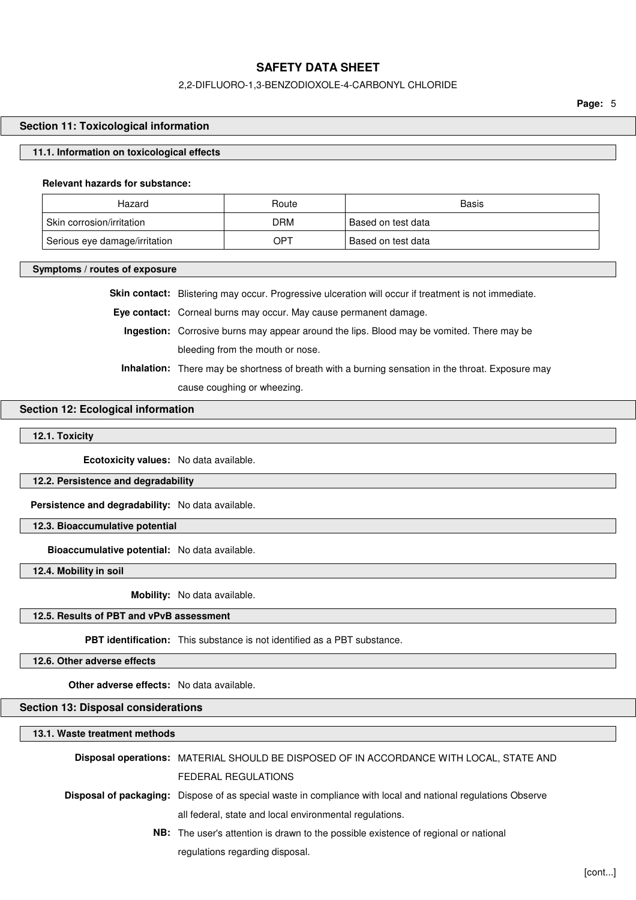## Section 11: Toxicological information

### 11.1. Information on toxicological effects

**Relevant hazards for substance:**

| Hazard | Route | Basis |
|---|---|---|
| Skin corrosion/irritation | DRM | Based on test data |
| Serious eye damage/irritation | OPT | Based on test data |

### Symptoms / routes of exposure

**Skin contact:** Blistering may occur. Progressive ulceration will occur if treatment is not immediate.

**Eye contact:** Corneal burns may occur. May cause permanent damage.

**Ingestion:** Corrosive burns may appear around the lips. Blood may be vomited. There may be bleeding from the mouth or nose.

**Inhalation:** There may be shortness of breath with a burning sensation in the throat. Exposure may cause coughing or wheezing.

## Section 12: Ecological information

### 12.1. Toxicity

**Ecotoxicity values:** No data available.

### 12.2. Persistence and degradability

**Persistence and degradability:** No data available.

### 12.3. Bioaccumulative potential

**Bioaccumulative potential:** No data available.

### 12.4. Mobility in soil

**Mobility:** No data available.

### 12.5. Results of PBT and vPvB assessment

**PBT identification:** This substance is not identified as a PBT substance.

### 12.6. Other adverse effects

**Other adverse effects:** No data available.

## Section 13: Disposal considerations

### 13.1. Waste treatment methods

**Disposal operations:** MATERIAL SHOULD BE DISPOSED OF IN ACCORDANCE WITH LOCAL, STATE AND FEDERAL REGULATIONS

**Disposal of packaging:** Dispose of as special waste in compliance with local and national regulations Observe all federal, state and local environmental regulations.

**NB:** The user's attention is drawn to the possible existence of regional or national regulations regarding disposal.

[cont...]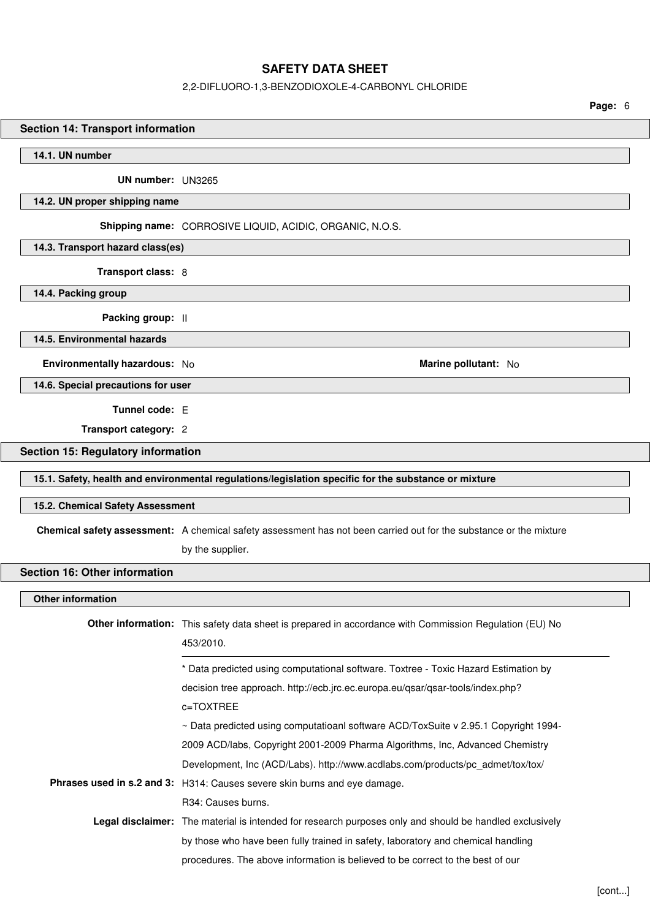## Section 14: Transport information

### 14.1. UN number

**UN number:** UN3265

### 14.2. UN proper shipping name

**Shipping name:** CORROSIVE LIQUID, ACIDIC, ORGANIC, N.O.S.

### 14.3. Transport hazard class(es)

**Transport class:** 8

### 14.4. Packing group

**Packing group:** II

### 14.5. Environmental hazards

**Environmentally hazardous:** No

**Marine pollutant:** No

### 14.6. Special precautions for user

**Tunnel code:** E

**Transport category:** 2

## Section 15: Regulatory information

### 15.1. Safety, health and environmental regulations/legislation specific for the substance or mixture

### 15.2. Chemical Safety Assessment

**Chemical safety assessment:** A chemical safety assessment has not been carried out for the substance or the mixture by the supplier.

## Section 16: Other information

### Other information

**Other information:** This safety data sheet is prepared in accordance with Commission Regulation (EU) No 453/2010.

---

* Data predicted using computational software. Toxtree - Toxic Hazard Estimation by decision tree approach. http://ecb.jrc.ec.europa.eu/qsar/qsar-tools/index.php?c=TOXTREE

~ Data predicted using computatioanl software ACD/ToxSuite v 2.95.1 Copyright 1994-2009 ACD/labs, Copyright 2001-2009 Pharma Algorithms, Inc, Advanced Chemistry Development, Inc (ACD/Labs). http://www.acdlabs.com/products/pc_admet/tox/tox/

**Phrases used in s.2 and 3:** H314: Causes severe skin burns and eye damage.

R34: Causes burns.

**Legal disclaimer:** The material is intended for research purposes only and should be handled exclusively by those who have been fully trained in safety, laboratory and chemical handling procedures. The above information is believed to be correct to the best of our

[cont...]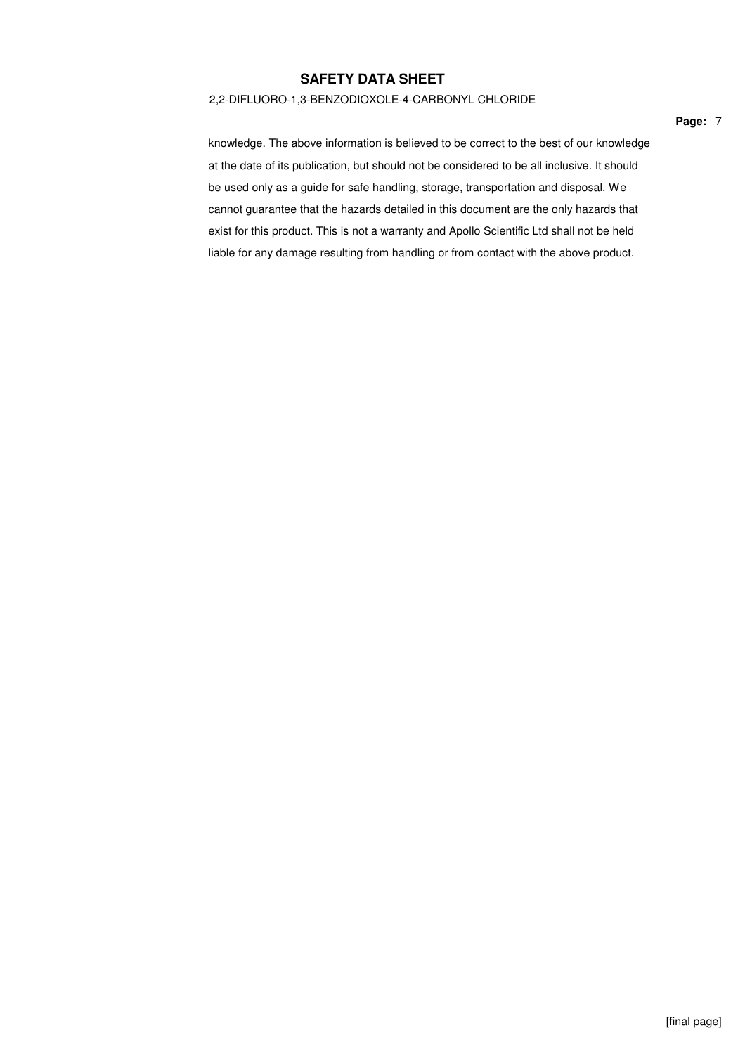knowledge. The above information is believed to be correct to the best of our knowledge at the date of its publication, but should not be considered to be all inclusive. It should be used only as a guide for safe handling, storage, transportation and disposal. We cannot guarantee that the hazards detailed in this document are the only hazards that exist for this product. This is not a warranty and Apollo Scientific Ltd shall not be held liable for any damage resulting from handling or from contact with the above product.

[final page]